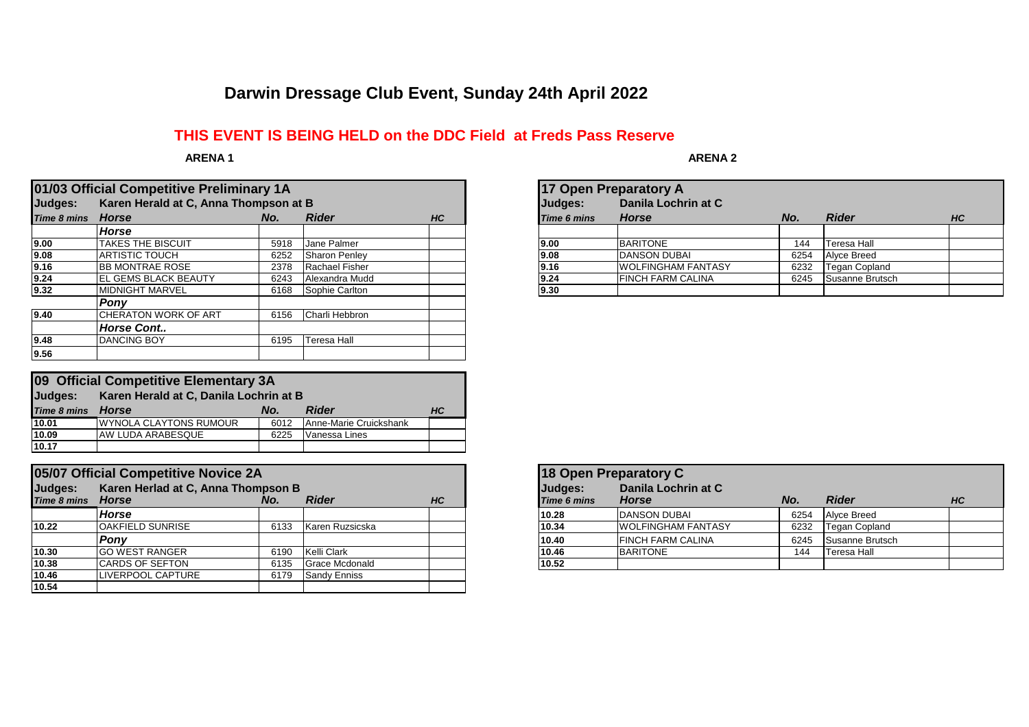# Darwin Dressage Club Event, Sunday 24th April 2022

## THIS EVENT IS BEING HELD on the DDC Field at Freds Pass Reserve

### ARENA 1

**01/03 Official Competitive Preliminary 1A**

**Judges:** Karen Herald at C, Anna Thompson at B

| Time 8 mins | Horse | No. | Rider | HC |
|---|---|---|---|---|
| | **Horse** | | | |
| 9.00 | TAKES THE BISCUIT | 5918 | Jane Palmer | |
| 9.08 | ARTISTIC TOUCH | 6252 | Sharon Penley | |
| 9.16 | BB MONTRAE ROSE | 2378 | Rachael Fisher | |
| 9.24 | EL GEMS BLACK BEAUTY | 6243 | Alexandra Mudd | |
| 9.32 | MIDNIGHT MARVEL | 6168 | Sophie Carlton | |
| | **Pony** | | | |
| 9.40 | CHERATON WORK OF ART | 6156 | Charli Hebbron | |
| | **Horse Cont..** | | | |
| 9.48 | DANCING BOY | 6195 | Teresa Hall | |
| 9.56 | | | | |

**09 Official Competitive Elementary 3A**

**Judges:** Karen Herald at C, Danila Lochrin at B

| Time 8 mins | Horse | No. | Rider | HC |
|---|---|---|---|---|
| 10.01 | WYNOLA CLAYTONS RUMOUR | 6012 | Anne-Marie Cruickshank | |
| 10.09 | AW LUDA ARABESQUE | 6225 | Vanessa Lines | |
| 10.17 | | | | |

**05/07 Official Competitive Novice 2A**

**Judges:** Karen Herlad at C, Anna Thompson B

| Time 8 mins | Horse | No. | Rider | HC |
|---|---|---|---|---|
| | **Horse** | | | |
| 10.22 | OAKFIELD SUNRISE | 6133 | Karen Ruzsicska | |
| | **Pony** | | | |
| 10.30 | GO WEST RANGER | 6190 | Kelli Clark | |
| 10.38 | CARDS OF SEFTON | 6135 | Grace Mcdonald | |
| 10.46 | LIVERPOOL CAPTURE | 6179 | Sandy Enniss | |
| 10.54 | | | | |

### ARENA 2

**17 Open Preparatory A**

**Judges:** Danila Lochrin at C

| Time 6 mins | Horse | No. | Rider | HC |
|---|---|---|---|---|
| 9.00 | BARITONE | 144 | Teresa Hall | |
| 9.08 | DANSON DUBAI | 6254 | Alyce Breed | |
| 9.16 | WOLFINGHAM FANTASY | 6232 | Tegan Copland | |
| 9.24 | FINCH FARM CALINA | 6245 | Susanne Brutsch | |
| 9.30 | | | | |

**18 Open Preparatory C**

**Judges:** Danila Lochrin at C

| Time 6 mins | Horse | No. | Rider | HC |
|---|---|---|---|---|
| 10.28 | DANSON DUBAI | 6254 | Alyce Breed | |
| 10.34 | WOLFINGHAM FANTASY | 6232 | Tegan Copland | |
| 10.40 | FINCH FARM CALINA | 6245 | Susanne Brutsch | |
| 10.46 | BARITONE | 144 | Teresa Hall | |
| 10.52 | | | | |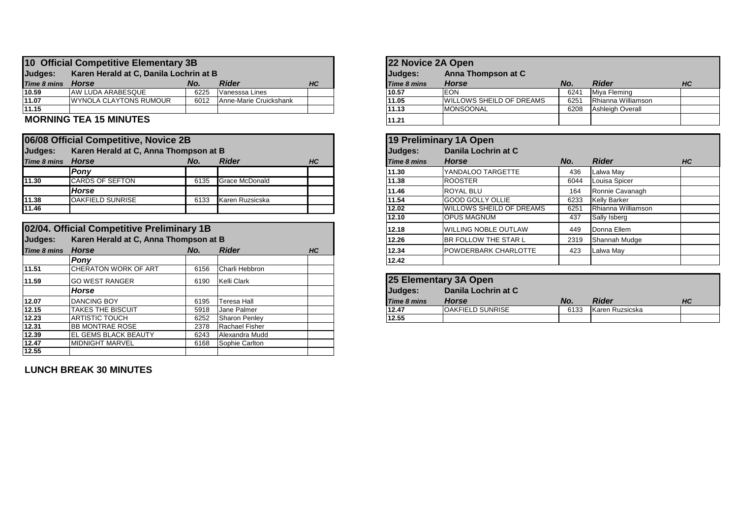## 10 Official Competitive Elementary 3B

**Judges:** Karen Herald at C, Danila Lochrin at B

| Time 8 mins | Horse | No. | Rider | HC |
|---|---|---|---|---|
| 10.59 | AW LUDA ARABESQUE | 6225 | Vanesssa Lines | |
| 11.07 | WYNOLA CLAYTONS RUMOUR | 6012 | Anne-Marie Cruickshank | |
| 11.15 | | | | |

**MORNING TEA 15 MINUTES**

## 06/08 Official Competitive, Novice 2B

**Judges:** Karen Herald at C, Anna Thompson at B

| Time 8 mins | Horse | No. | Rider | HC |
|---|---|---|---|---|
| | *Pony* | | | |
| 11.30 | CARDS OF SEFTON | 6135 | Grace McDonald | |
| | *Horse* | | | |
| 11.38 | OAKFIELD SUNRISE | 6133 | Karen Ruzsicska | |
| 11.46 | | | | |

## 02/04. Official Competitive Preliminary 1B

**Judges:** Karen Herald at C, Anna Thompson at B

| Time 8 mins | Horse | No. | Rider | HC |
|---|---|---|---|---|
| | *Pony* | | | |
| 11.51 | CHERATON WORK OF ART | 6156 | Charli Hebbron | |
| 11.59 | GO WEST RANGER | 6190 | Kelli Clark | |
| | *Horse* | | | |
| 12.07 | DANCING BOY | 6195 | Teresa Hall | |
| 12.15 | TAKES THE BISCUIT | 5918 | Jane Palmer | |
| 12.23 | ARTISTIC TOUCH | 6252 | Sharon Penley | |
| 12.31 | BB MONTRAE ROSE | 2378 | Rachael Fisher | |
| 12.39 | EL GEMS BLACK BEAUTY | 6243 | Alexandra Mudd | |
| 12.47 | MIDNIGHT MARVEL | 6168 | Sophie Carlton | |
| 12.55 | | | | |

**LUNCH BREAK 30 MINUTES**

## 22 Novice 2A Open

**Judges:** Anna Thompson at C

| Time 8 mins | Horse | No. | Rider | HC |
|---|---|---|---|---|
| 10.57 | EON | 6241 | Miya Fleming | |
| 11.05 | WILLOWS SHEILD OF DREAMS | 6251 | Rhianna Williamson | |
| 11.13 | MONSOONAL | 6208 | Ashleigh Overall | |
| 11.21 | | | | |

## 19 Preliminary 1A Open

**Judges:** Danila Lochrin at C

| Time 8 mins | Horse | No. | Rider | HC |
|---|---|---|---|---|
| 11.30 | YANDALOO TARGETTE | 436 | Lalwa May | |
| 11.38 | ROOSTER | 6044 | Louisa Spicer | |
| 11.46 | ROYAL BLU | 164 | Ronnie Cavanagh | |
| 11.54 | GOOD GOLLY OLLIE | 6233 | Kelly Barker | |
| 12.02 | WILLOWS SHEILD OF DREAMS | 6251 | Rhianna Williamson | |
| 12.10 | OPUS MAGNUM | 437 | Sally Isberg | |
| 12.18 | WILLING NOBLE OUTLAW | 449 | Donna Ellem | |
| 12.26 | BR FOLLOW THE STAR L | 2319 | Shannah Mudge | |
| 12.34 | POWDERBARK CHARLOTTE | 423 | Lalwa May | |
| 12.42 | | | | |

## 25 Elementary 3A Open

**Judges:** Danila Lochrin at C

| Time 8 mins | Horse | No. | Rider | HC |
|---|---|---|---|---|
| 12.47 | OAKFIELD SUNRISE | 6133 | Karen Ruzsicska | |
| 12.55 | | | | |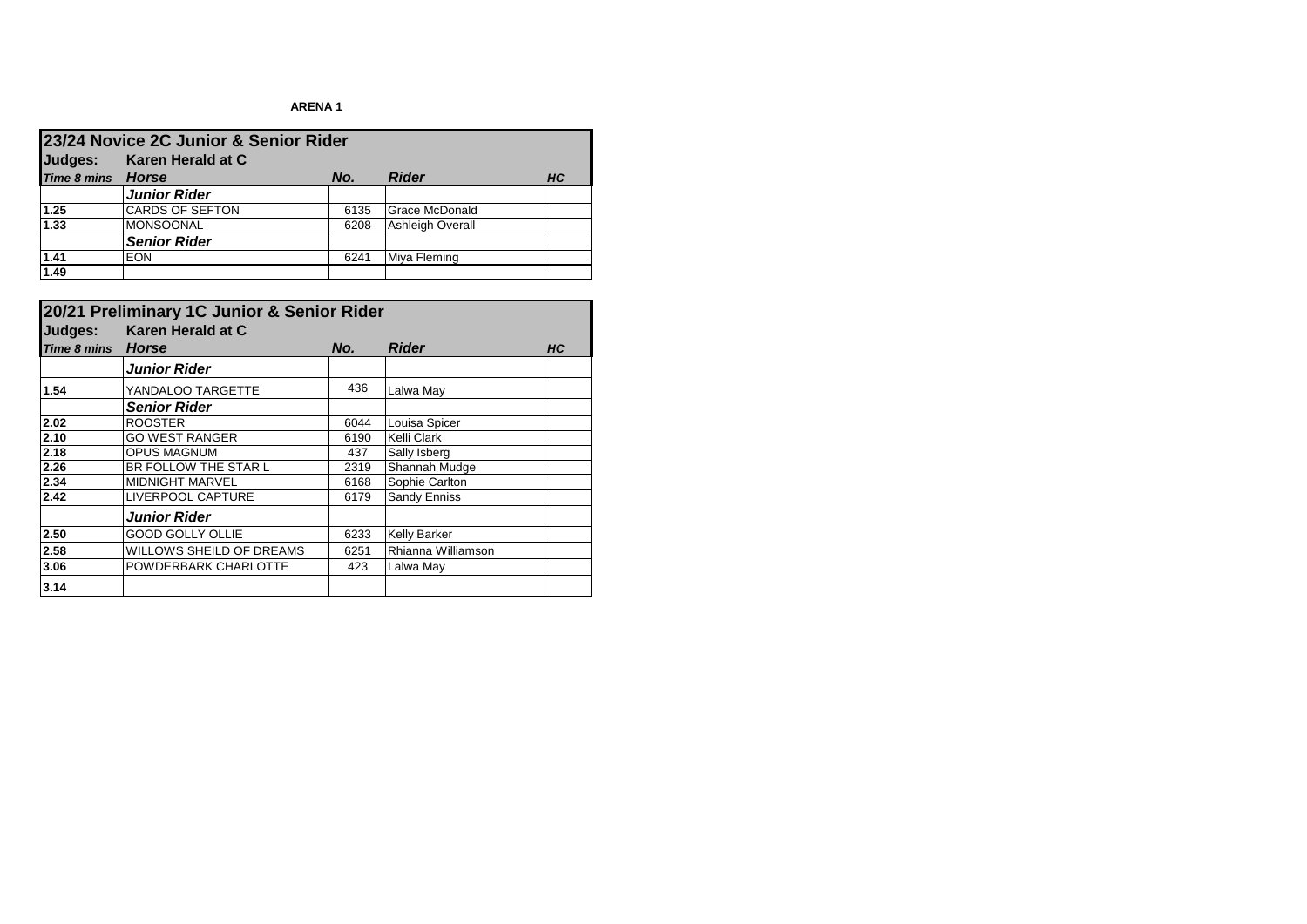**ARENA 1**

## 23/24 Novice 2C Junior & Senior Rider

| Judges: | Karen Herald at C | | | |
|---|---|---|---|---|
| ***Time 8 mins*** | ***Horse*** | ***No.*** | ***Rider*** | ***HC*** |
| | ***Junior Rider*** | | | |
| 1.25 | CARDS OF SEFTON | 6135 | Grace McDonald | |
| 1.33 | MONSOONAL | 6208 | Ashleigh Overall | |
| | ***Senior Rider*** | | | |
| 1.41 | EON | 6241 | Miya Fleming | |
| 1.49 | | | | |

## 20/21 Preliminary 1C Junior & Senior Rider

| Judges: | Karen Herald at C | | | |
|---|---|---|---|---|
| ***Time 8 mins*** | ***Horse*** | ***No.*** | ***Rider*** | ***HC*** |
| | ***Junior Rider*** | | | |
| 1.54 | YANDALOO TARGETTE | 436 | Lalwa May | |
| | ***Senior Rider*** | | | |
| 2.02 | ROOSTER | 6044 | Louisa Spicer | |
| 2.10 | GO WEST RANGER | 6190 | Kelli Clark | |
| 2.18 | OPUS MAGNUM | 437 | Sally Isberg | |
| 2.26 | BR FOLLOW THE STAR L | 2319 | Shannah Mudge | |
| 2.34 | MIDNIGHT MARVEL | 6168 | Sophie Carlton | |
| 2.42 | LIVERPOOL CAPTURE | 6179 | Sandy Enniss | |
| | ***Junior Rider*** | | | |
| 2.50 | GOOD GOLLY OLLIE | 6233 | Kelly Barker | |
| 2.58 | WILLOWS SHEILD OF DREAMS | 6251 | Rhianna Williamson | |
| 3.06 | POWDERBARK CHARLOTTE | 423 | Lalwa May | |
| 3.14 | | | | |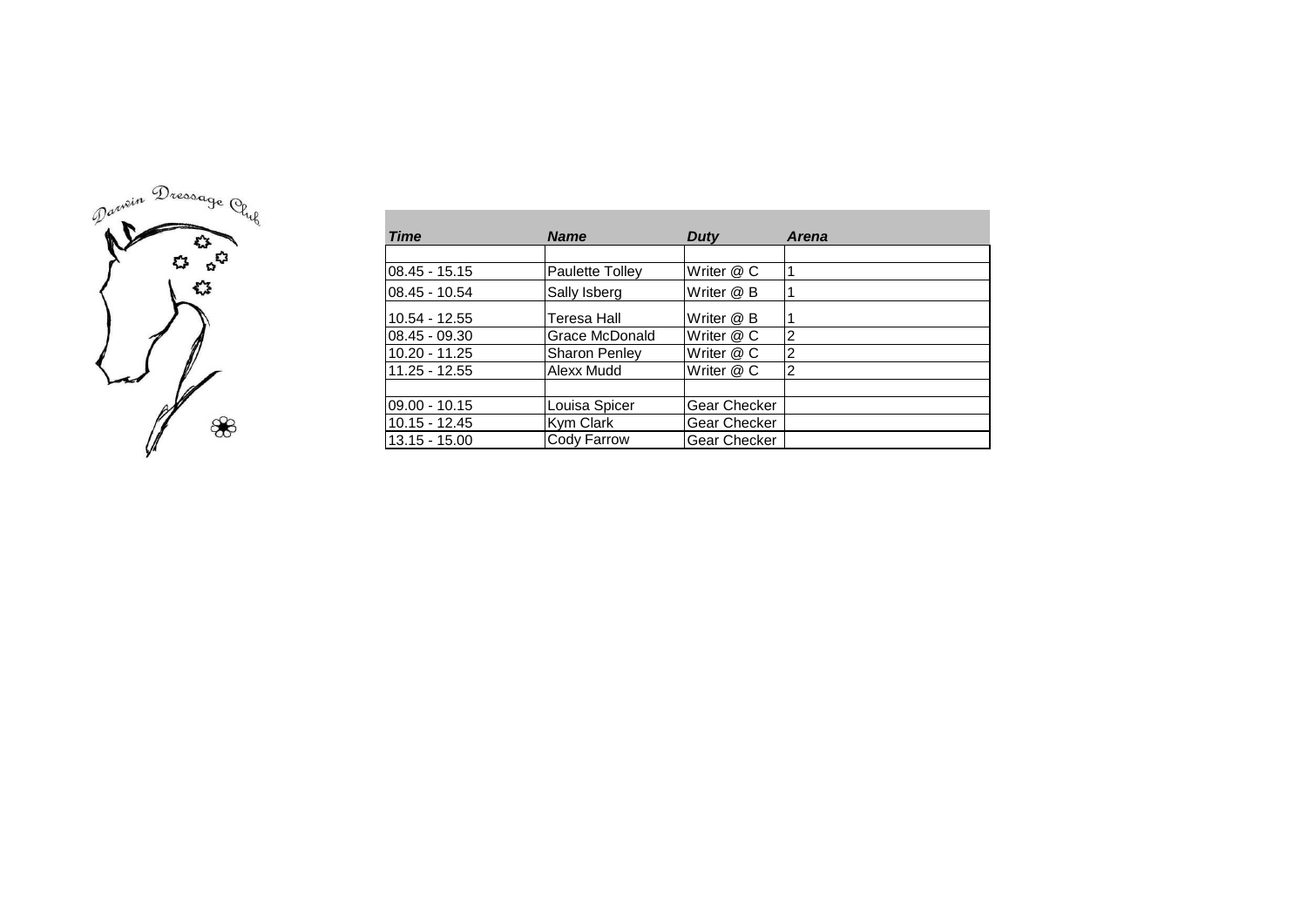Darwin Dressage Club

| *Time* | *Name* | *Duty* | *Arena* |
|---|---|---|---|
| | | | |
| 08.45 - 15.15 | Paulette Tolley | Writer @ C | 1 |
| 08.45 - 10.54 | Sally Isberg | Writer @ B | 1 |
| 10.54 - 12.55 | Teresa Hall | Writer @ B | 1 |
| 08.45 - 09.30 | Grace McDonald | Writer @ C | 2 |
| 10.20 - 11.25 | Sharon Penley | Writer @ C | 2 |
| 11.25 - 12.55 | Alexx Mudd | Writer @ C | 2 |
| | | | |
| 09.00 - 10.15 | Louisa Spicer | Gear Checker | |
| 10.15 - 12.45 | Kym Clark | Gear Checker | |
| 13.15 - 15.00 | Cody Farrow | Gear Checker | |